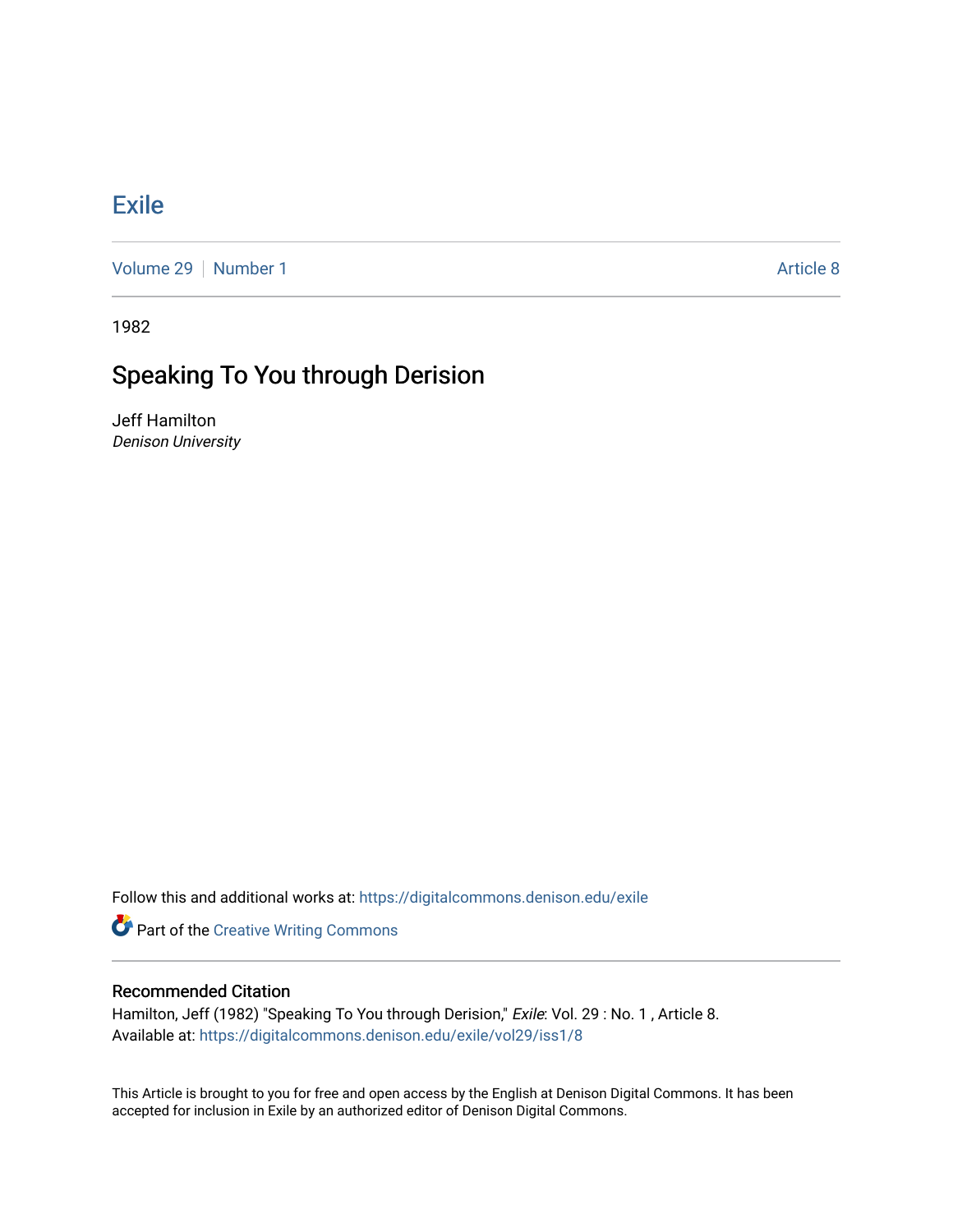# Exile

Volume 29 | Number 1 Article 8

1982

## Speaking To You through Derision

Jeff Hamilton
*Denison University*

Follow this and additional works at: https://digitalcommons.denison.edu/exile

Part of the Creative Writing Commons

### Recommended Citation

Hamilton, Jeff (1982) "Speaking To You through Derision," *Exile*: Vol. 29 : No. 1 , Article 8.
Available at: https://digitalcommons.denison.edu/exile/vol29/iss1/8

This Article is brought to you for free and open access by the English at Denison Digital Commons. It has been accepted for inclusion in Exile by an authorized editor of Denison Digital Commons.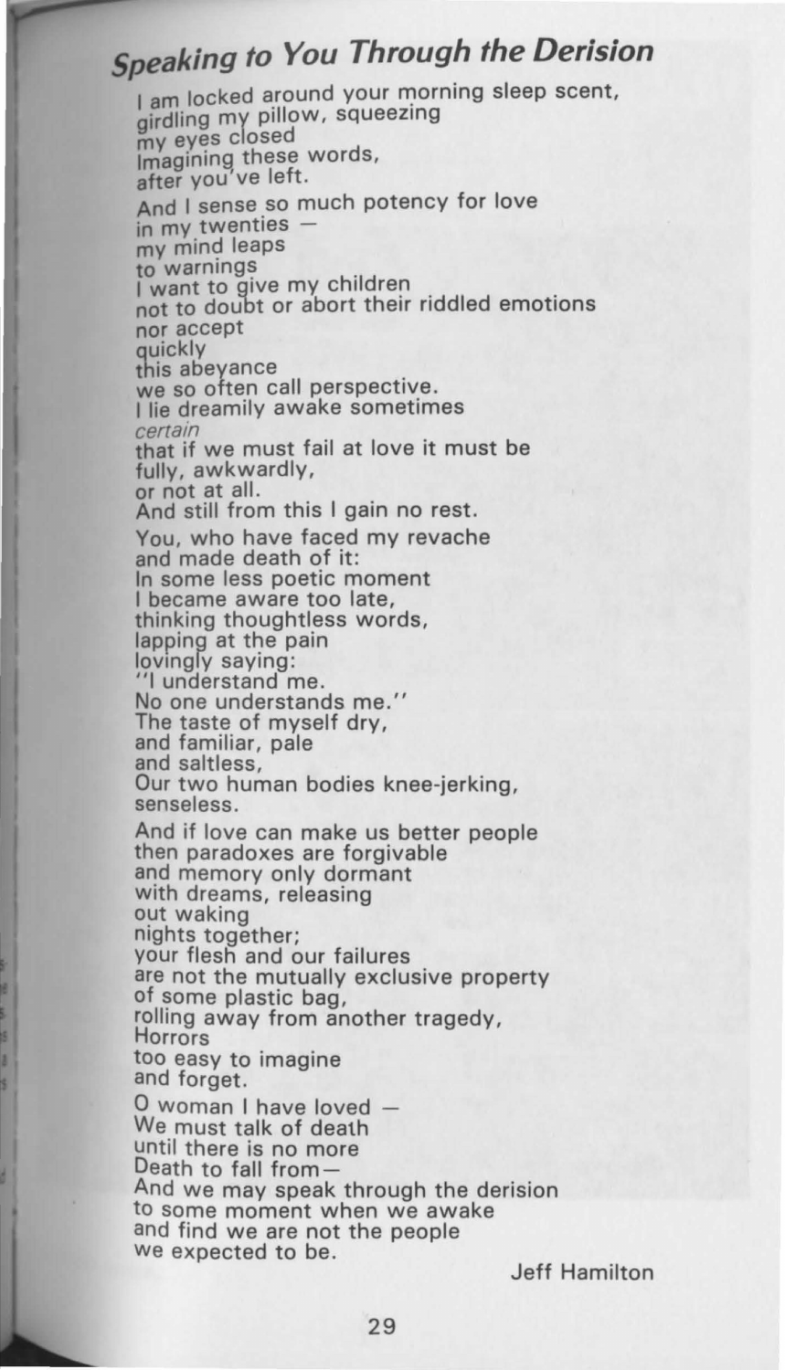## Speaking to You Through the Derision

I am locked around your morning sleep scent,
girdling my pillow, squeezing
my eyes closed
Imagining these words,
after you've left.

And I sense so much potency for love
in my twenties —
my mind leaps
to warnings
I want to give my children
not to doubt or abort their riddled emotions
nor accept
quickly
this abeyance
we so often call perspective.
I lie dreamily awake sometimes
*certain*
that if we must fail at love it must be
fully, awkwardly,
or not at all.
And still from this I gain no rest.

You, who have faced my revache
and made death of it:
In some less poetic moment
I became aware too late,
thinking thoughtless words,
lapping at the pain
lovingly saying:
"I understand me.
No one understands me."
The taste of myself dry,
and familiar, pale
and saltless,
Our two human bodies knee-jerking,
senseless.

And if love can make us better people
then paradoxes are forgivable
and memory only dormant
with dreams, releasing
out waking
nights together;
your flesh and our failures
are not the mutually exclusive property
of some plastic bag,
rolling away from another tragedy,
Horrors
too easy to imagine
and forget.

O woman I have loved —
We must talk of death
until there is no more
Death to fall from—
And we may speak through the derision
to some moment when we awake
and find we are not the people
we expected to be.

Jeff Hamilton